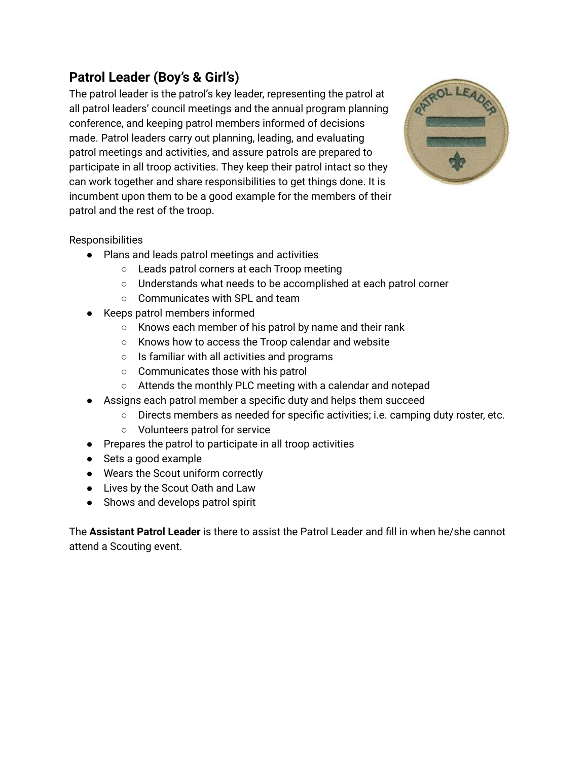## Patrol Leader (Boy's & Girl's)

The patrol leader is the patrol's key leader, representing the patrol at all patrol leaders' council meetings and the annual program planning conference, and keeping patrol members informed of decisions made. Patrol leaders carry out planning, leading, and evaluating patrol meetings and activities, and assure patrols are prepared to participate in all troop activities. They keep their patrol intact so they can work together and share responsibilities to get things done. It is incumbent upon them to be a good example for the members of their patrol and the rest of the troop.

Responsibilities

- Plans and leads patrol meetings and activities
  - Leads patrol corners at each Troop meeting
  - Understands what needs to be accomplished at each patrol corner
  - Communicates with SPL and team
- Keeps patrol members informed
  - Knows each member of his patrol by name and their rank
  - Knows how to access the Troop calendar and website
  - Is familiar with all activities and programs
  - Communicates those with his patrol
  - Attends the monthly PLC meeting with a calendar and notepad
- Assigns each patrol member a specific duty and helps them succeed
  - Directs members as needed for specific activities; i.e. camping duty roster, etc.
  - Volunteers patrol for service
- Prepares the patrol to participate in all troop activities
- Sets a good example
- Wears the Scout uniform correctly
- Lives by the Scout Oath and Law
- Shows and develops patrol spirit

The **Assistant Patrol Leader** is there to assist the Patrol Leader and fill in when he/she cannot attend a Scouting event.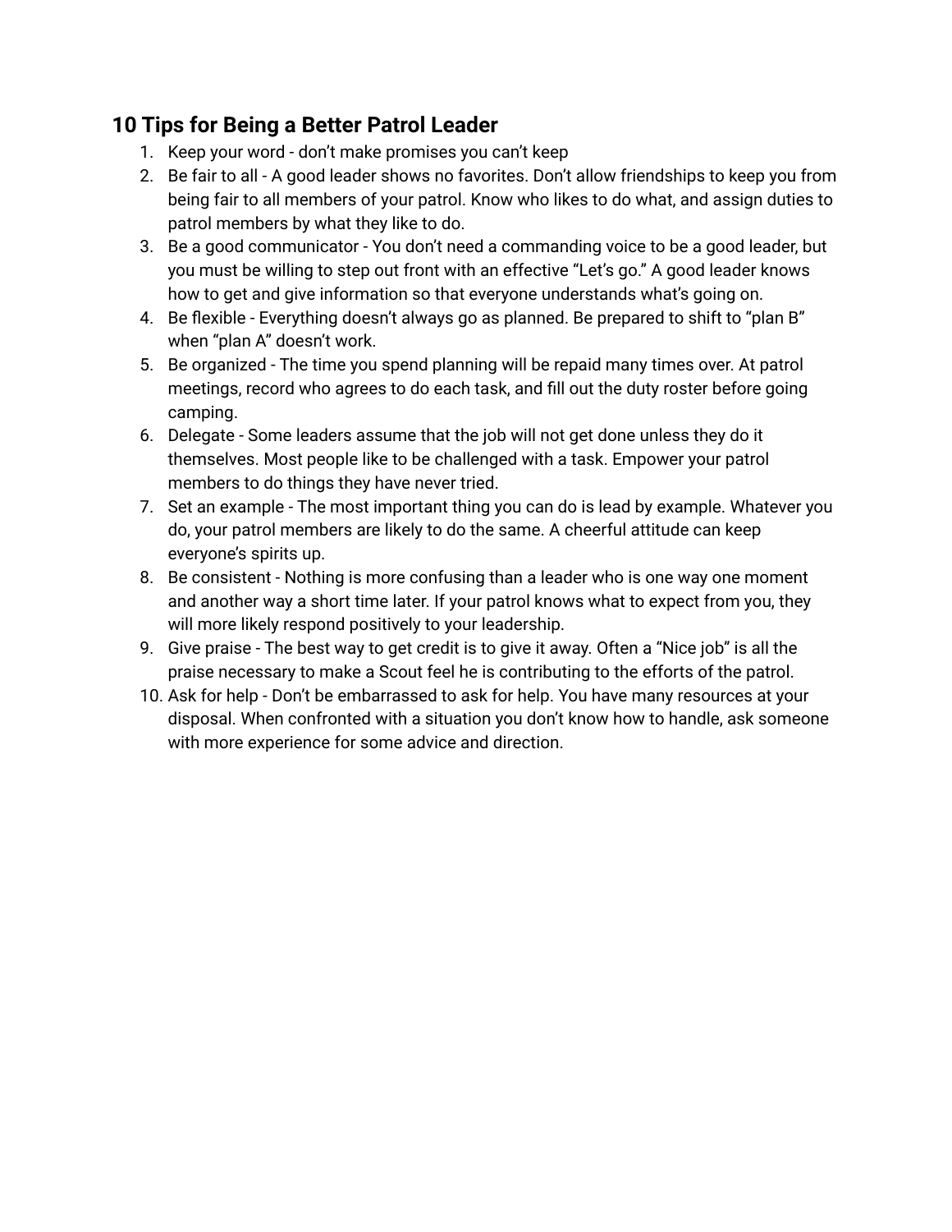## 10 Tips for Being a Better Patrol Leader

1. Keep your word - don't make promises you can't keep
2. Be fair to all - A good leader shows no favorites. Don't allow friendships to keep you from being fair to all members of your patrol. Know who likes to do what, and assign duties to patrol members by what they like to do.
3. Be a good communicator - You don't need a commanding voice to be a good leader, but you must be willing to step out front with an effective "Let's go." A good leader knows how to get and give information so that everyone understands what's going on.
4. Be flexible - Everything doesn't always go as planned. Be prepared to shift to "plan B" when "plan A" doesn't work.
5. Be organized - The time you spend planning will be repaid many times over. At patrol meetings, record who agrees to do each task, and fill out the duty roster before going camping.
6. Delegate - Some leaders assume that the job will not get done unless they do it themselves. Most people like to be challenged with a task. Empower your patrol members to do things they have never tried.
7. Set an example - The most important thing you can do is lead by example. Whatever you do, your patrol members are likely to do the same. A cheerful attitude can keep everyone's spirits up.
8. Be consistent - Nothing is more confusing than a leader who is one way one moment and another way a short time later. If your patrol knows what to expect from you, they will more likely respond positively to your leadership.
9. Give praise - The best way to get credit is to give it away. Often a "Nice job" is all the praise necessary to make a Scout feel he is contributing to the efforts of the patrol.
10. Ask for help - Don't be embarrassed to ask for help. You have many resources at your disposal. When confronted with a situation you don't know how to handle, ask someone with more experience for some advice and direction.